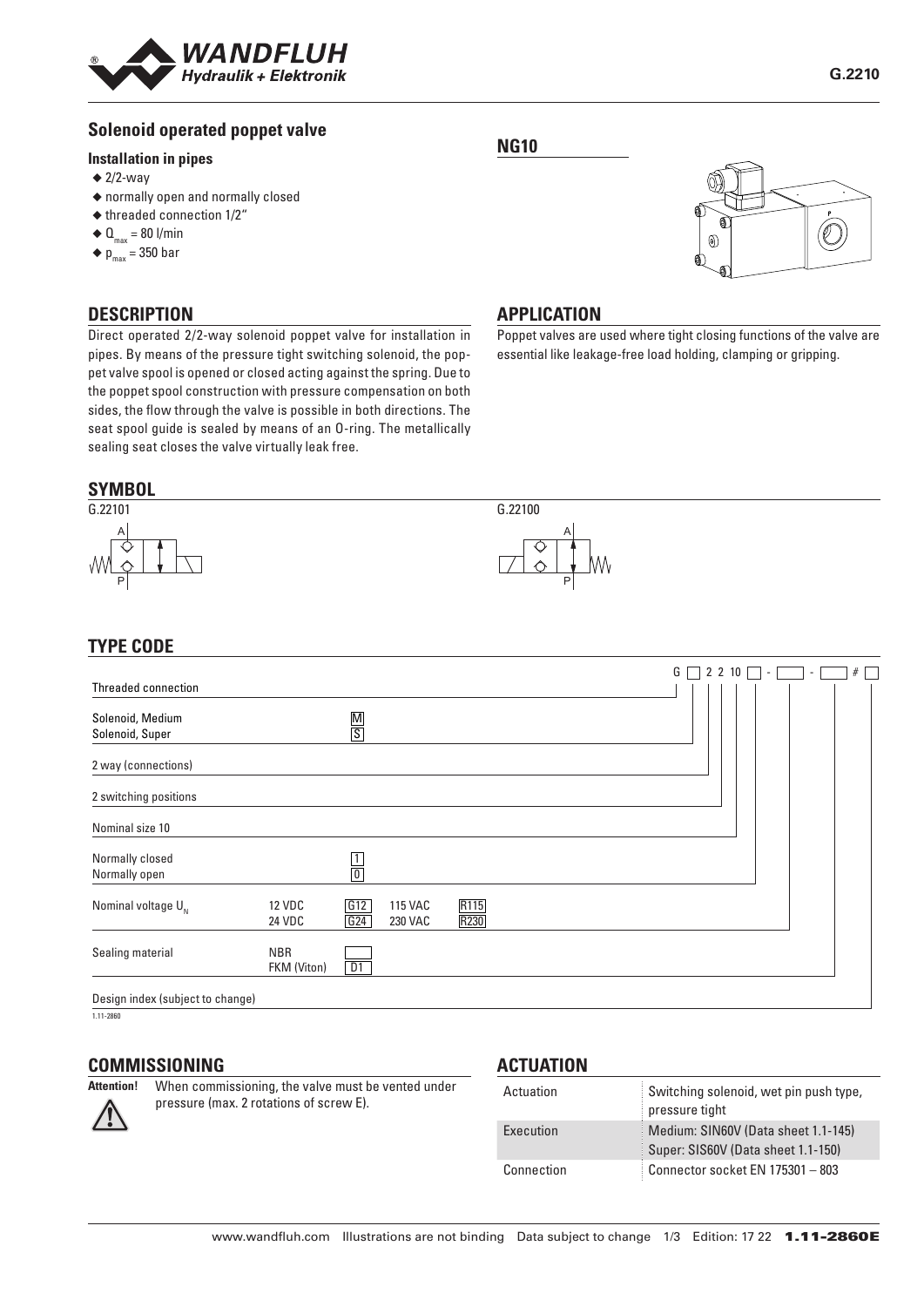# Solenoid operated poppet valve

### Installation in pipes

- 2/2-way
- normally open and normally closed
- threaded connection 1/2"
- $Q_{max}$ = 80 l/min
- $p_{max}$ = 350 bar

**NG10**

## DESCRIPTION

Direct operated 2/2-way solenoid poppet valve for installation in pipes. By means of the pressure tight switching solenoid, the poppet valve spool is opened or closed acting against the spring. Due to the poppet spool construction with pressure compensation on both sides, the flow through the valve is possible in both directions. The seat spool guide is sealed by means of an O-ring. The metallically sealing seat closes the valve virtually leak free.

## APPLICATION

Poppet valves are used where tight closing functions of the valve are essential like leakage-free load holding, clamping or gripping.

## SYMBOL

G.22101

G.22100

## TYPE CODE

G ☐ 2 2 10 ☐ - ☐ - ☐ # ☐

| | | | | | |
|---|---|---|---|---|---|
| Threaded connection | | | | | |
| Solenoid, Medium | | M | | | |
| Solenoid, Super | | S | | | |
| 2 way (connections) | | | | | |
| 2 switching positions | | | | | |
| Nominal size 10 | | | | | |
| Normally closed | | 1 | | | |
| Normally open | | 0 | | | |
| Nominal voltage $U_N$ | 12 VDC | G12 | 115 VAC | R115 | |
| | 24 VDC | G24 | 230 VAC | R230 | |
| Sealing material | NBR | | | | |
| | FKM (Viton) | D1 | | | |
| Design index (subject to change) | | | | | |

1.11-2860

## COMMISSIONING

**Attention!** When commissioning, the valve must be vented under pressure (max. 2 rotations of screw E).

## ACTUATION

| | |
|---|---|
| Actuation | Switching solenoid, wet pin push type, pressure tight |
| Execution | Medium: SIN60V (Data sheet 1.1-145)<br>Super: SIS60V (Data sheet 1.1-150) |
| Connection | Connector socket EN 175301 – 803 |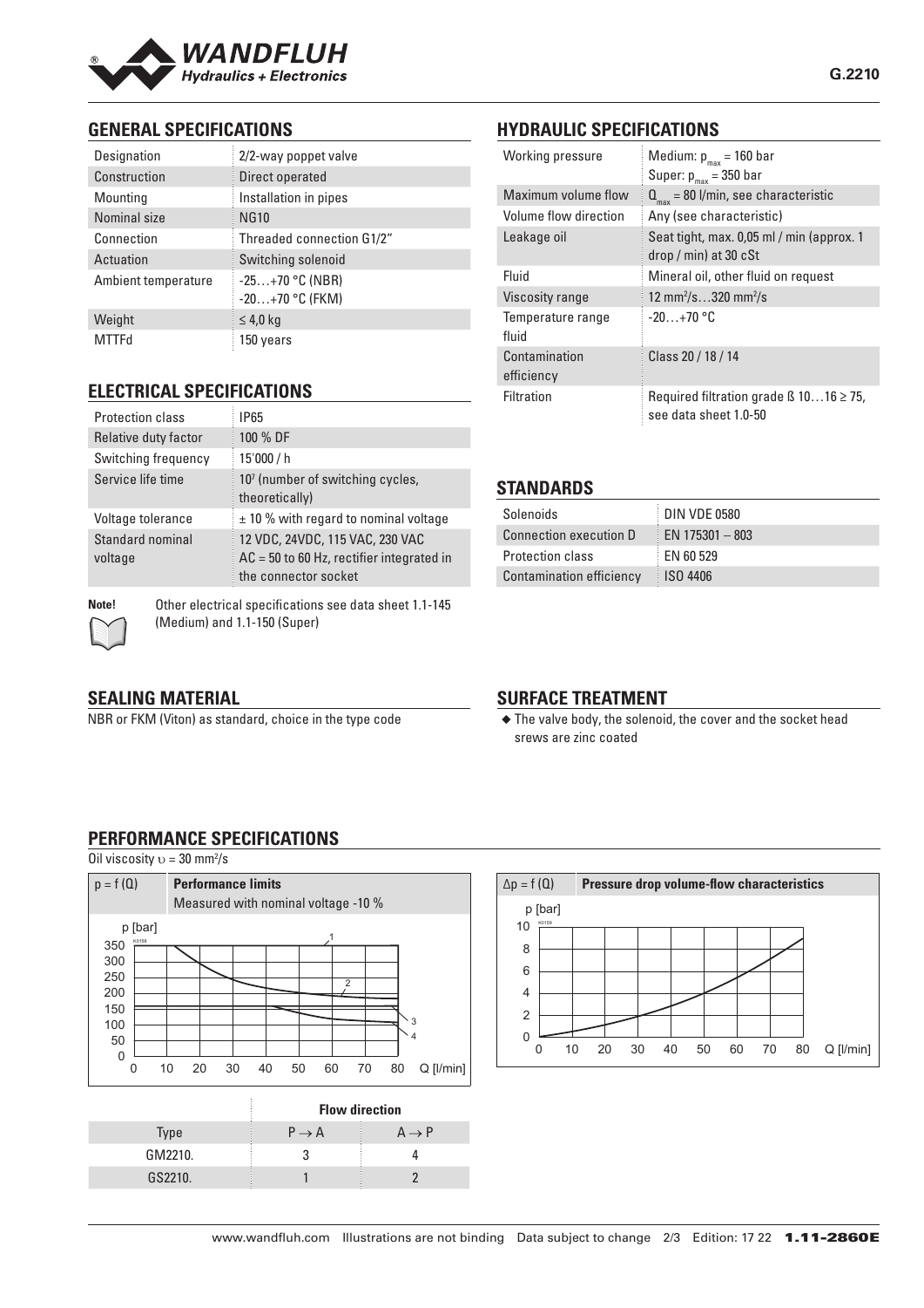## GENERAL SPECIFICATIONS

| | |
|---|---|
| Designation | 2/2-way poppet valve |
| Construction | Direct operated |
| Mounting | Installation in pipes |
| Nominal size | NG10 |
| Connection | Threaded connection G1/2" |
| Actuation | Switching solenoid |
| Ambient temperature | -25…+70 °C (NBR)<br>-20…+70 °C (FKM) |
| Weight | ≤ 4,0 kg |
| MTTFd | 150 years |

## ELECTRICAL SPECIFICATIONS

| | |
|---|---|
| Protection class | IP65 |
| Relative duty factor | 100 % DF |
| Switching frequency | 15'000 / h |
| Service life time | $10^7$ (number of switching cycles, theoretically) |
| Voltage tolerance | ± 10 % with regard to nominal voltage |
| Standard nominal voltage | 12 VDC, 24VDC, 115 VAC, 230 VAC<br>AC = 50 to 60 Hz, rectifier integrated in the connector socket |

**Note!** Other electrical specifications see data sheet 1.1-145 (Medium) and 1.1-150 (Super)

## SEALING MATERIAL

NBR or FKM (Viton) as standard, choice in the type code

## HYDRAULIC SPECIFICATIONS

| | |
|---|---|
| Working pressure | Medium: $p_{max}$ = 160 bar<br>Super: $p_{max}$ = 350 bar |
| Maximum volume flow | $Q_{max}$ = 80 l/min, see characteristic |
| Volume flow direction | Any (see characteristic) |
| Leakage oil | Seat tight, max. 0,05 ml / min (approx. 1 drop / min) at 30 cSt |
| Fluid | Mineral oil, other fluid on request |
| Viscosity range | 12 mm²/s…320 mm²/s |
| Temperature range fluid | -20…+70 °C |
| Contamination efficiency | Class 20 / 18 / 14 |
| Filtration | Required filtration grade ß 10…16 ≥ 75, see data sheet 1.0-50 |

## STANDARDS

| | |
|---|---|
| Solenoids | DIN VDE 0580 |
| Connection execution D | EN 175301 – 803 |
| Protection class | EN 60 529 |
| Contamination efficiency | ISO 4406 |

## SURFACE TREATMENT

- The valve body, the solenoid, the cover and the socket head srews are zinc coated

## PERFORMANCE SPECIFICATIONS

Oil viscosity $\upsilon$ = 30 mm²/s

$p = f(Q)$ **Performance limits**
Measured with nominal voltage -10 %

| | Flow direction | |
|---|---|---|
| Type | P → A | A → P |
| GM2210. | 3 | 4 |
| GS2210. | 1 | 2 |

$\Delta p = f(Q)$ **Pressure drop volume-flow characteristics**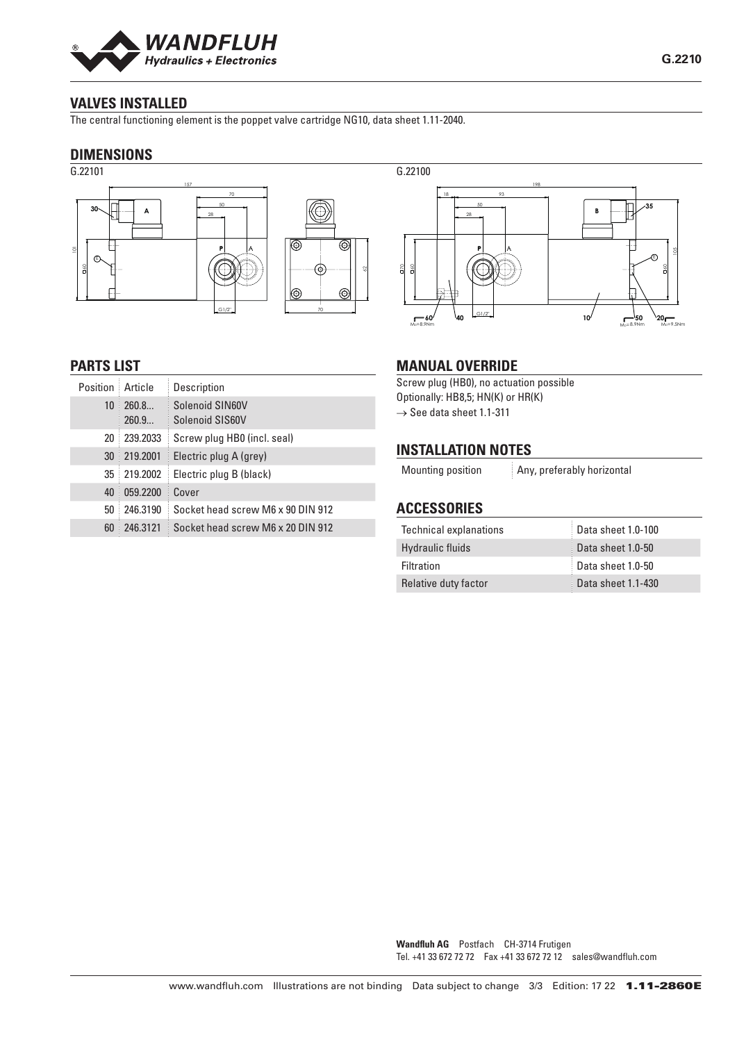## VALVES INSTALLED

The central functioning element is the poppet valve cartridge NG10, data sheet 1.11-2040.

## DIMENSIONS

G.22101

157
70
50
28
30
A
P
A
101
60
G1/2"
62
70

G.22100

198
18
93
50
28
B
35
P
A
70
60
105
60
60
$M_D$=8.9Nm
40
G1/2"
10
50
$M_D$=8.9Nm
20
$M_D$=9.5Nm

## PARTS LIST

| Position | Article | Description |
|---|---|---|
| 10 | 260.8...<br>260.9... | Solenoid SIN60V<br>Solenoid SIS60V |
| 20 | 239.2033 | Screw plug HB0 (incl. seal) |
| 30 | 219.2001 | Electric plug A (grey) |
| 35 | 219.2002 | Electric plug B (black) |
| 40 | 059.2200 | Cover |
| 50 | 246.3190 | Socket head screw M6 x 90 DIN 912 |
| 60 | 246.3121 | Socket head screw M6 x 20 DIN 912 |

## MANUAL OVERRIDE

Screw plug (HB0), no actuation possible
Optionally: HB8,5; HN(K) or HR(K)
→ See data sheet 1.1-311

## INSTALLATION NOTES

| | |
|---|---|
| Mounting position | Any, preferably horizontal |

## ACCESSORIES

| | |
|---|---|
| Technical explanations | Data sheet 1.0-100 |
| Hydraulic fluids | Data sheet 1.0-50 |
| Filtration | Data sheet 1.0-50 |
| Relative duty factor | Data sheet 1.1-430 |

**Wandfluh AG** Postfach CH-3714 Frutigen
Tel. +41 33 672 72 72 Fax +41 33 672 72 12 sales@wandfluh.com